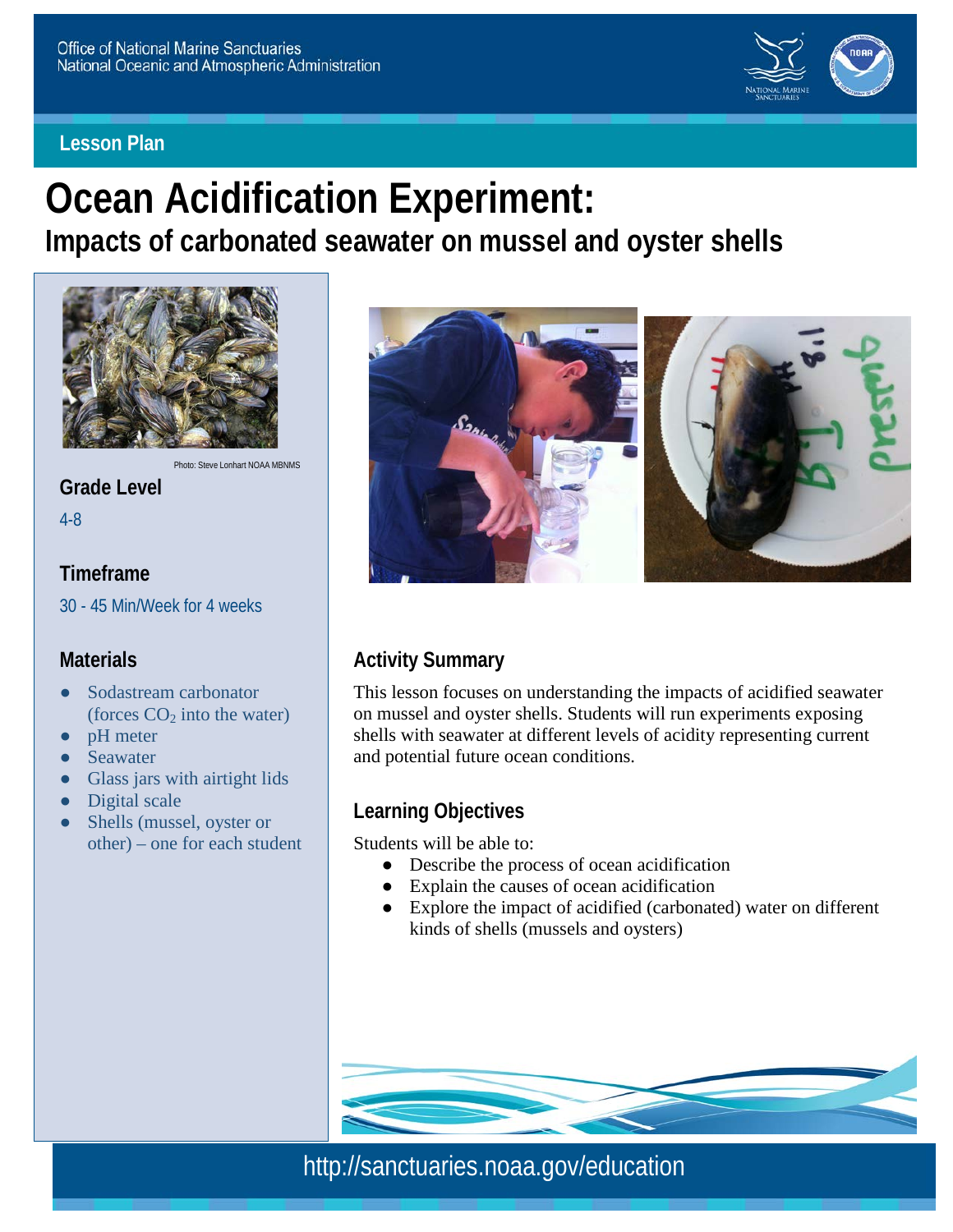Office of National Marine Sanctuaries
National Oceanic and Atmospheric Administration

**Lesson Plan**

# Ocean Acidification Experiment:

## Impacts of carbonated seawater on mussel and oyster shells

Photo: Steve Lonhart NOAA MBNMS

### Grade Level

4-8

### Timeframe

30 - 45 Min/Week for 4 weeks

### Materials

- Sodastream carbonator (forces $CO_2$ into the water)
- pH meter
- Seawater
- Glass jars with airtight lids
- Digital scale
- Shells (mussel, oyster or other) – one for each student

### Activity Summary

This lesson focuses on understanding the impacts of acidified seawater on mussel and oyster shells. Students will run experiments exposing shells with seawater at different levels of acidity representing current and potential future ocean conditions.

### Learning Objectives

Students will be able to:

- Describe the process of ocean acidification
- Explain the causes of ocean acidification
- Explore the impact of acidified (carbonated) water on different kinds of shells (mussels and oysters)

http://sanctuaries.noaa.gov/education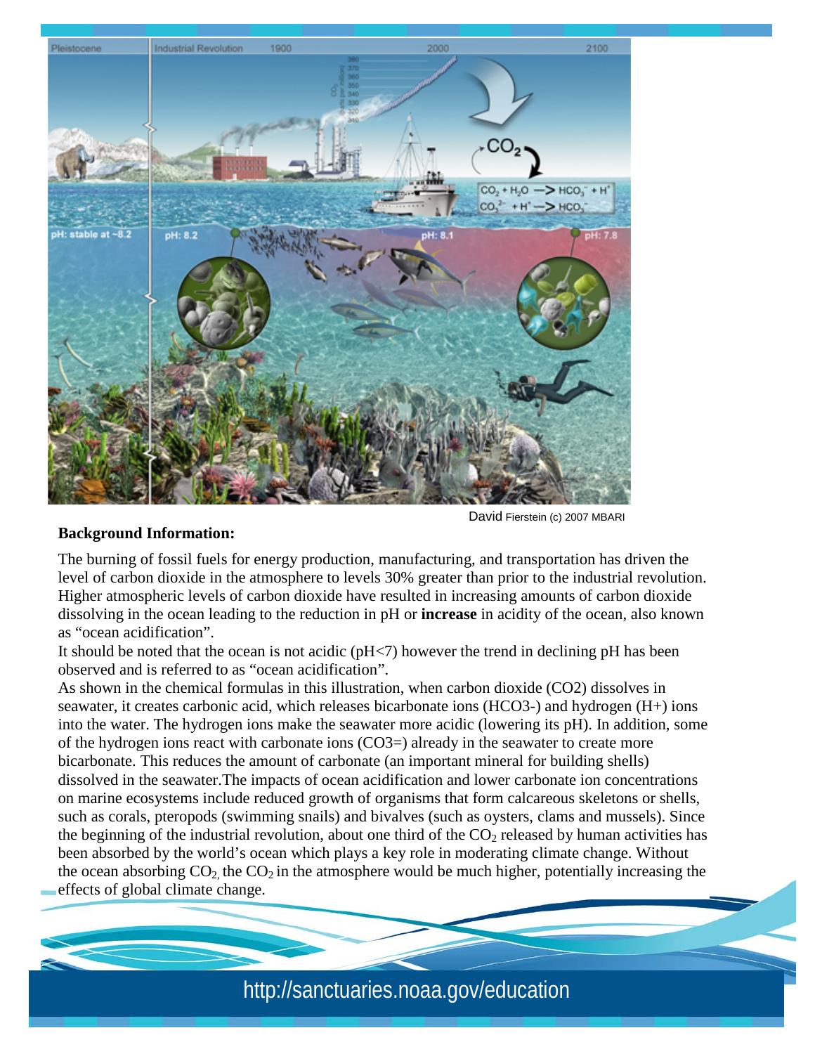David Fierstein (c) 2007 MBARI

**Background Information:**

The burning of fossil fuels for energy production, manufacturing, and transportation has driven the level of carbon dioxide in the atmosphere to levels 30% greater than prior to the industrial revolution. Higher atmospheric levels of carbon dioxide have resulted in increasing amounts of carbon dioxide dissolving in the ocean leading to the reduction in pH or **increase** in acidity of the ocean, also known as "ocean acidification".

It should be noted that the ocean is not acidic (pH<7) however the trend in declining pH has been observed and is referred to as "ocean acidification".

As shown in the chemical formulas in this illustration, when carbon dioxide (CO2) dissolves in seawater, it creates carbonic acid, which releases bicarbonate ions (HCO3-) and hydrogen (H+) ions into the water. The hydrogen ions make the seawater more acidic (lowering its pH). In addition, some of the hydrogen ions react with carbonate ions (CO3=) already in the seawater to create more bicarbonate. This reduces the amount of carbonate (an important mineral for building shells) dissolved in the seawater.The impacts of ocean acidification and lower carbonate ion concentrations on marine ecosystems include reduced growth of organisms that form calcareous skeletons or shells, such as corals, pteropods (swimming snails) and bivalves (such as oysters, clams and mussels). Since the beginning of the industrial revolution, about one third of the $CO_2$ released by human activities has been absorbed by the world's ocean which plays a key role in moderating climate change. Without the ocean absorbing $CO_2$, the $CO_2$ in the atmosphere would be much higher, potentially increasing the effects of global climate change.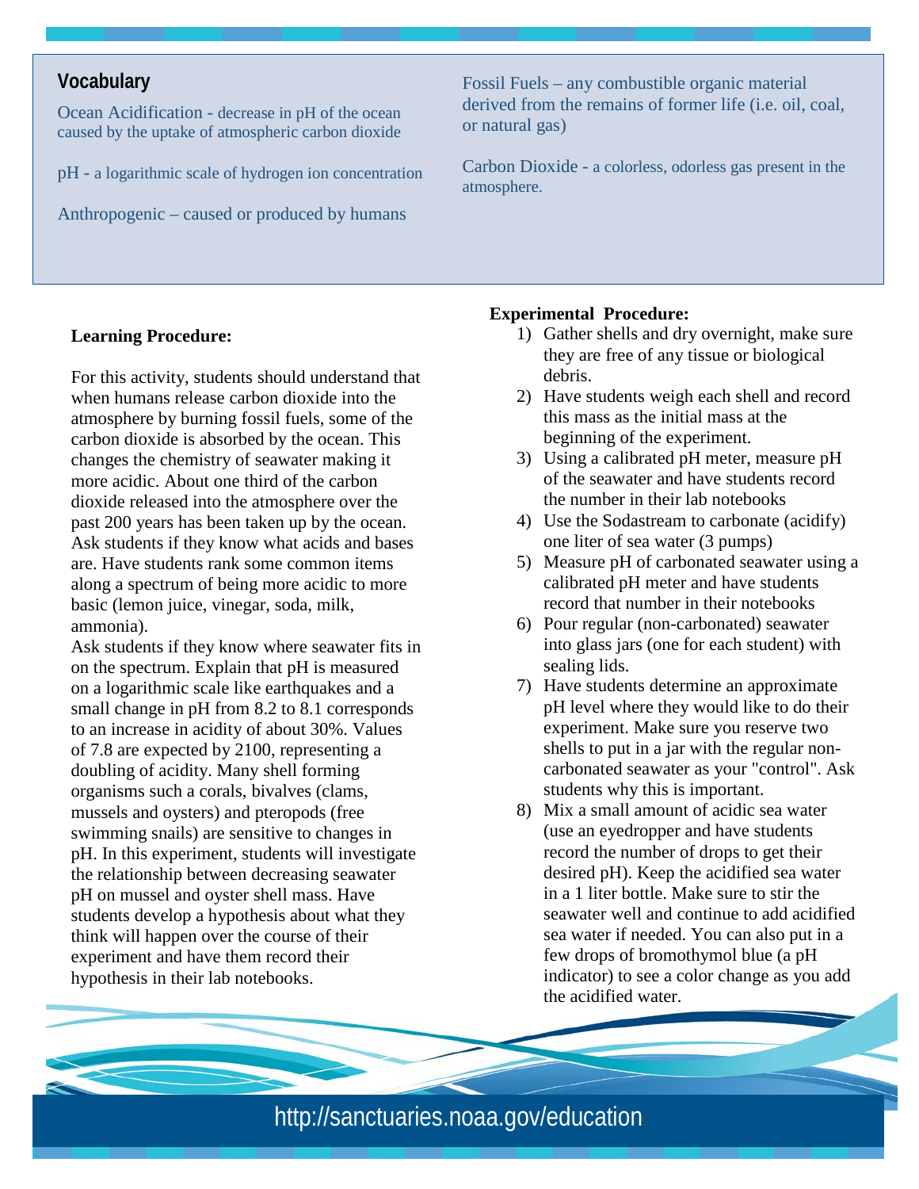## Vocabulary

Ocean Acidification - decrease in pH of the ocean caused by the uptake of atmospheric carbon dioxide

pH - a logarithmic scale of hydrogen ion concentration

Anthropogenic – caused or produced by humans

Fossil Fuels – any combustible organic material derived from the remains of former life (i.e. oil, coal, or natural gas)

Carbon Dioxide - a colorless, odorless gas present in the atmosphere.

**Learning Procedure:**

For this activity, students should understand that when humans release carbon dioxide into the atmosphere by burning fossil fuels, some of the carbon dioxide is absorbed by the ocean. This changes the chemistry of seawater making it more acidic. About one third of the carbon dioxide released into the atmosphere over the past 200 years has been taken up by the ocean. Ask students if they know what acids and bases are. Have students rank some common items along a spectrum of being more acidic to more basic (lemon juice, vinegar, soda, milk, ammonia).

Ask students if they know where seawater fits in on the spectrum. Explain that pH is measured on a logarithmic scale like earthquakes and a small change in pH from 8.2 to 8.1 corresponds to an increase in acidity of about 30%. Values of 7.8 are expected by 2100, representing a doubling of acidity. Many shell forming organisms such a corals, bivalves (clams, mussels and oysters) and pteropods (free swimming snails) are sensitive to changes in pH. In this experiment, students will investigate the relationship between decreasing seawater pH on mussel and oyster shell mass. Have students develop a hypothesis about what they think will happen over the course of their experiment and have them record their hypothesis in their lab notebooks.

**Experimental Procedure:**

1) Gather shells and dry overnight, make sure they are free of any tissue or biological debris.
2) Have students weigh each shell and record this mass as the initial mass at the beginning of the experiment.
3) Using a calibrated pH meter, measure pH of the seawater and have students record the number in their lab notebooks
4) Use the Sodastream to carbonate (acidify) one liter of sea water (3 pumps)
5) Measure pH of carbonated seawater using a calibrated pH meter and have students record that number in their notebooks
6) Pour regular (non-carbonated) seawater into glass jars (one for each student) with sealing lids.
7) Have students determine an approximate pH level where they would like to do their experiment. Make sure you reserve two shells to put in a jar with the regular non-carbonated seawater as your "control". Ask students why this is important.
8) Mix a small amount of acidic sea water (use an eyedropper and have students record the number of drops to get their desired pH). Keep the acidified sea water in a 1 liter bottle. Make sure to stir the seawater well and continue to add acidified sea water if needed. You can also put in a few drops of bromothymol blue (a pH indicator) to see a color change as you add the acidified water.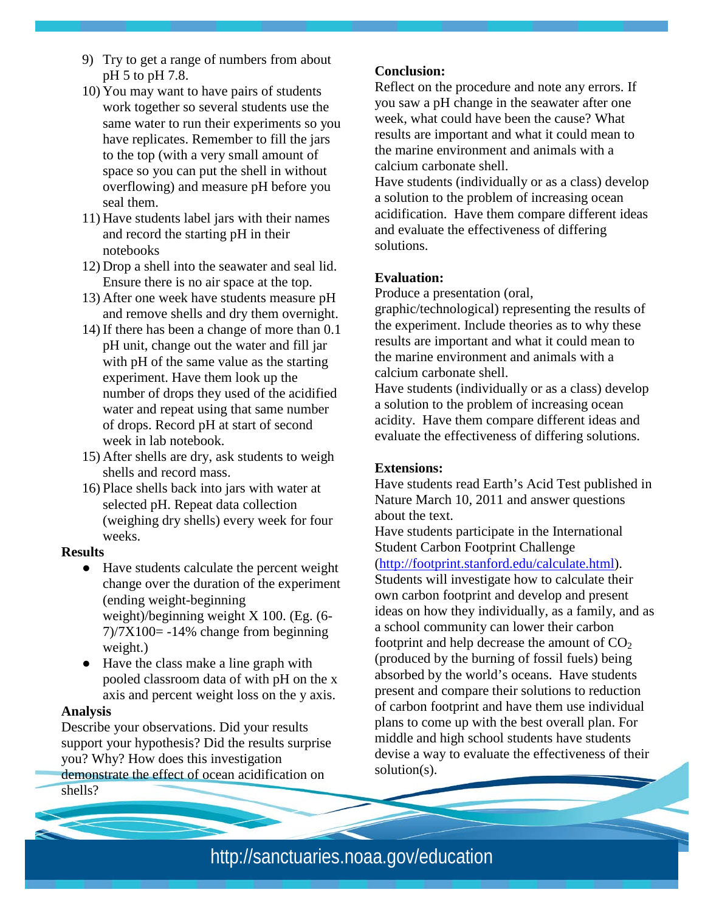9) Try to get a range of numbers from about pH 5 to pH 7.8.
10) You may want to have pairs of students work together so several students use the same water to run their experiments so you have replicates. Remember to fill the jars to the top (with a very small amount of space so you can put the shell in without overflowing) and measure pH before you seal them.
11) Have students label jars with their names and record the starting pH in their notebooks
12) Drop a shell into the seawater and seal lid. Ensure there is no air space at the top.
13) After one week have students measure pH and remove shells and dry them overnight.
14) If there has been a change of more than 0.1 pH unit, change out the water and fill jar with pH of the same value as the starting experiment. Have them look up the number of drops they used of the acidified water and repeat using that same number of drops. Record pH at start of second week in lab notebook.
15) After shells are dry, ask students to weigh shells and record mass.
16) Place shells back into jars with water at selected pH. Repeat data collection (weighing dry shells) every week for four weeks.

**Results**

- Have students calculate the percent weight change over the duration of the experiment (ending weight-beginning weight)/beginning weight X 100. (Eg. (6-7)/7X100= -14% change from beginning weight.)
- Have the class make a line graph with pooled classroom data of with pH on the x axis and percent weight loss on the y axis.

**Analysis**

Describe your observations. Did your results support your hypothesis? Did the results surprise you? Why? How does this investigation demonstrate the effect of ocean acidification on shells?

**Conclusion:**

Reflect on the procedure and note any errors. If you saw a pH change in the seawater after one week, what could have been the cause? What results are important and what it could mean to the marine environment and animals with a calcium carbonate shell.

Have students (individually or as a class) develop a solution to the problem of increasing ocean acidification. Have them compare different ideas and evaluate the effectiveness of differing solutions.

**Evaluation:**

Produce a presentation (oral, graphic/technological) representing the results of the experiment. Include theories as to why these results are important and what it could mean to the marine environment and animals with a calcium carbonate shell.

Have students (individually or as a class) develop a solution to the problem of increasing ocean acidity. Have them compare different ideas and evaluate the effectiveness of differing solutions.

**Extensions:**

Have students read Earth's Acid Test published in Nature March 10, 2011 and answer questions about the text.

Have students participate in the International Student Carbon Footprint Challenge (http://footprint.stanford.edu/calculate.html). Students will investigate how to calculate their own carbon footprint and develop and present ideas on how they individually, as a family, and as a school community can lower their carbon footprint and help decrease the amount of $CO_2$ (produced by the burning of fossil fuels) being absorbed by the world's oceans. Have students present and compare their solutions to reduction of carbon footprint and have them use individual plans to come up with the best overall plan. For middle and high school students have students devise a way to evaluate the effectiveness of their solution(s).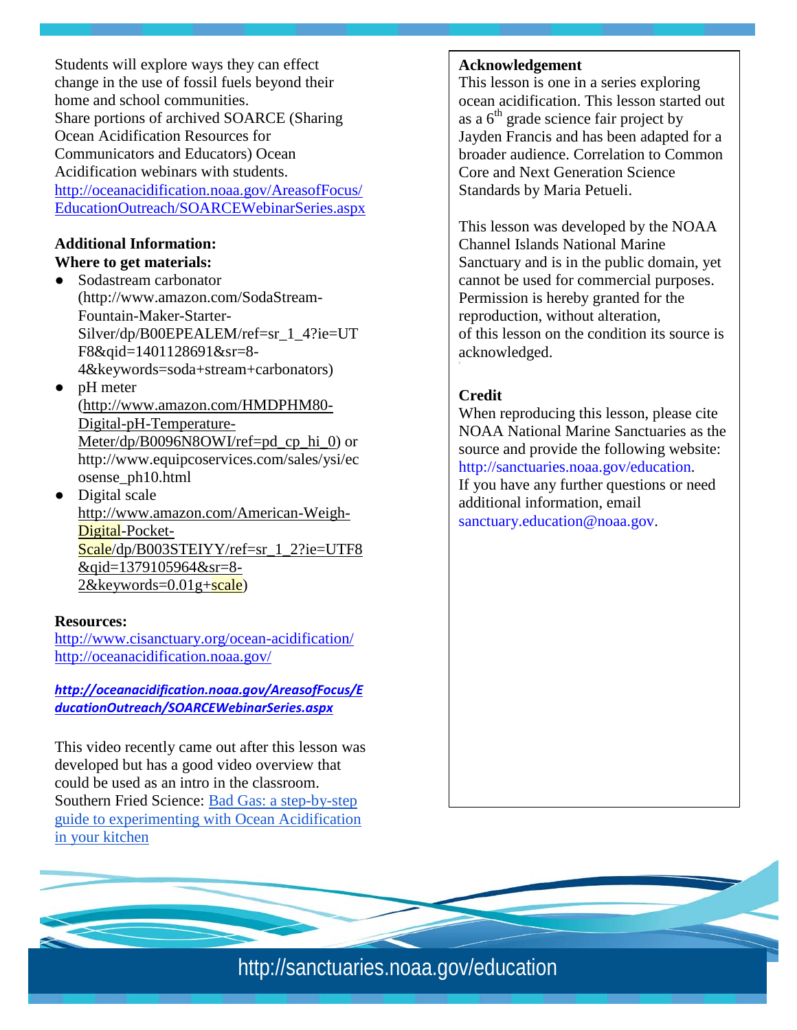Students will explore ways they can effect change in the use of fossil fuels beyond their home and school communities.
Share portions of archived SOARCE (Sharing Ocean Acidification Resources for Communicators and Educators) Ocean Acidification webinars with students.
http://oceanacidification.noaa.gov/AreasofFocus/EducationOutreach/SOARCEWebinarSeries.aspx

**Additional Information:**
**Where to get materials:**

- Sodastream carbonator (http://www.amazon.com/SodaStream-Fountain-Maker-Starter-Silver/dp/B00EPEALEM/ref=sr_1_4?ie=UTF8&qid=1401128691&sr=8-4&keywords=soda+stream+carbonators)
- pH meter (http://www.amazon.com/HMDPHM80-Digital-pH-Temperature-Meter/dp/B0096N8OWI/ref=pd_cp_hi_0) or http://www.equipcoservices.com/sales/ysi/ecosense_ph10.html
- Digital scale http://www.amazon.com/American-Weigh-Digital-Pocket-Scale/dp/B003STEIYY/ref=sr_1_2?ie=UTF8&qid=1379105964&sr=8-2&keywords=0.01g+scale)

**Resources:**
http://www.cisanctuary.org/ocean-acidification/
http://oceanacidification.noaa.gov/

***http://oceanacidification.noaa.gov/AreasofFocus/EducationOutreach/SOARCEWebinarSeries.aspx***

This video recently came out after this lesson was developed but has a good video overview that could be used as an intro in the classroom.
Southern Fried Science: Bad Gas: a step-by-step guide to experimenting with Ocean Acidification in your kitchen

**Acknowledgement**
This lesson is one in a series exploring ocean acidification. This lesson started out as a 6th grade science fair project by Jayden Francis and has been adapted for a broader audience. Correlation to Common Core and Next Generation Science Standards by Maria Petueli.

This lesson was developed by the NOAA Channel Islands National Marine Sanctuary and is in the public domain, yet cannot be used for commercial purposes. Permission is hereby granted for the reproduction, without alteration, of this lesson on the condition its source is acknowledged.

**Credit**
When reproducing this lesson, please cite NOAA National Marine Sanctuaries as the source and provide the following website: http://sanctuaries.noaa.gov/education.
If you have any further questions or need additional information, email sanctuary.education@noaa.gov.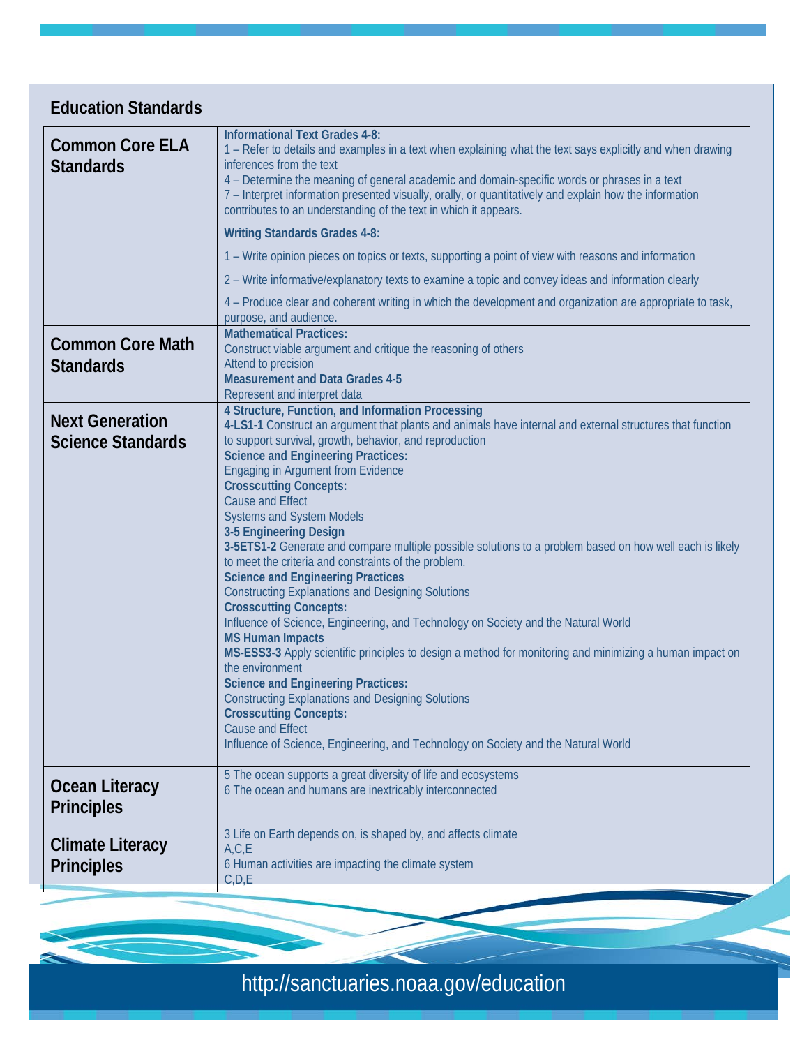## Education Standards

| | |
|---|---|
| **Common Core ELA Standards** | **Informational Text Grades 4-8:**<br>1 – Refer to details and examples in a text when explaining what the text says explicitly and when drawing inferences from the text<br>4 – Determine the meaning of general academic and domain-specific words or phrases in a text<br>7 – Interpret information presented visually, orally, or quantitatively and explain how the information contributes to an understanding of the text in which it appears.<br>**Writing Standards Grades 4-8:**<br>1 – Write opinion pieces on topics or texts, supporting a point of view with reasons and information<br>2 – Write informative/explanatory texts to examine a topic and convey ideas and information clearly<br>4 – Produce clear and coherent writing in which the development and organization are appropriate to task, purpose, and audience. |
| **Common Core Math Standards** | **Mathematical Practices:**<br>Construct viable argument and critique the reasoning of others<br>Attend to precision<br>**Measurement and Data Grades 4-5**<br>Represent and interpret data |
| **Next Generation Science Standards** | **4 Structure, Function, and Information Processing**<br>**4-LS1-1** Construct an argument that plants and animals have internal and external structures that function to support survival, growth, behavior, and reproduction<br>**Science and Engineering Practices:**<br>Engaging in Argument from Evidence<br>**Crosscutting Concepts:**<br>Cause and Effect<br>Systems and System Models<br>**3-5 Engineering Design**<br>**3-5ETS1-2** Generate and compare multiple possible solutions to a problem based on how well each is likely to meet the criteria and constraints of the problem.<br>**Science and Engineering Practices**<br>Constructing Explanations and Designing Solutions<br>**Crosscutting Concepts:**<br>Influence of Science, Engineering, and Technology on Society and the Natural World<br>**MS Human Impacts**<br>**MS-ESS3-3** Apply scientific principles to design a method for monitoring and minimizing a human impact on the environment<br>**Science and Engineering Practices:**<br>Constructing Explanations and Designing Solutions<br>**Crosscutting Concepts:**<br>Cause and Effect<br>Influence of Science, Engineering, and Technology on Society and the Natural World |
| **Ocean Literacy Principles** | 5 The ocean supports a great diversity of life and ecosystems<br>6 The ocean and humans are inextricably interconnected |
| **Climate Literacy Principles** | 3 Life on Earth depends on, is shaped by, and affects climate<br>A,C,E<br>6 Human activities are impacting the climate system<br>C,D,E |

http://sanctuaries.noaa.gov/education